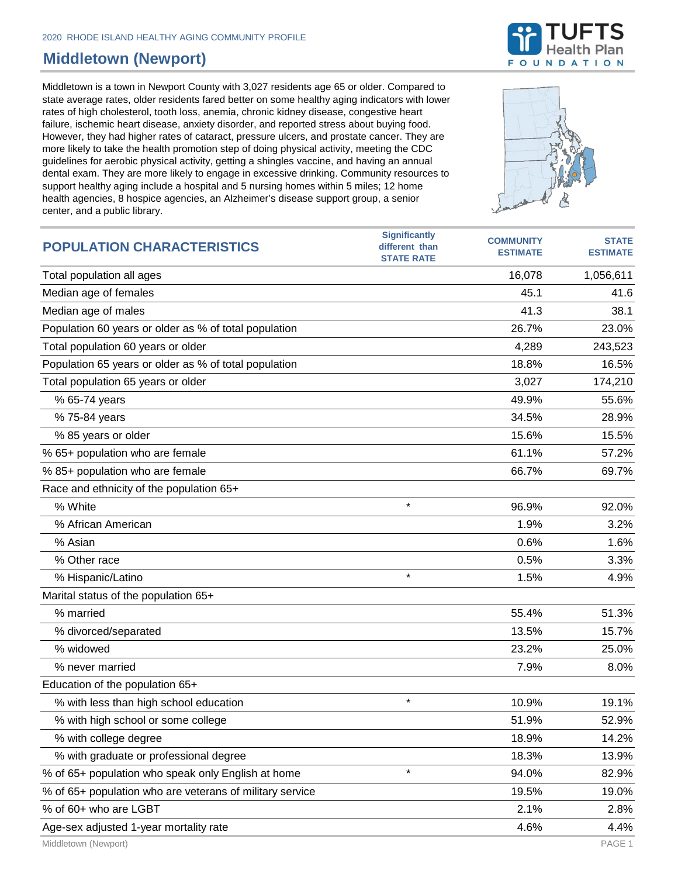2020 RHODE ISLAND HEALTHY AGING COMMUNITY PROFILE

# Middletown (Newport)

Middletown is a town in Newport County with 3,027 residents age 65 or older. Compared to state average rates, older residents fared better on some healthy aging indicators with lower rates of high cholesterol, tooth loss, anemia, chronic kidney disease, congestive heart failure, ischemic heart disease, anxiety disorder, and reported stress about buying food. However, they had higher rates of cataract, pressure ulcers, and prostate cancer. They are more likely to take the health promotion step of doing physical activity, meeting the CDC guidelines for aerobic physical activity, getting a shingles vaccine, and having an annual dental exam. They are more likely to engage in excessive drinking. Community resources to support healthy aging include a hospital and 5 nursing homes within 5 miles; 12 home health agencies, 8 hospice agencies, an Alzheimer's disease support group, a senior center, and a public library.

| POPULATION CHARACTERISTICS | Significantly different than STATE RATE | COMMUNITY ESTIMATE | STATE ESTIMATE |
|---|---|---|---|
| Total population all ages | | 16,078 | 1,056,611 |
| Median age of females | | 45.1 | 41.6 |
| Median age of males | | 41.3 | 38.1 |
| Population 60 years or older as % of total population | | 26.7% | 23.0% |
| Total population 60 years or older | | 4,289 | 243,523 |
| Population 65 years or older as % of total population | | 18.8% | 16.5% |
| Total population 65 years or older | | 3,027 | 174,210 |
| % 65-74 years | | 49.9% | 55.6% |
| % 75-84 years | | 34.5% | 28.9% |
| % 85 years or older | | 15.6% | 15.5% |
| % 65+ population who are female | | 61.1% | 57.2% |
| % 85+ population who are female | | 66.7% | 69.7% |
| Race and ethnicity of the population 65+ | | | |
| % White | * | 96.9% | 92.0% |
| % African American | | 1.9% | 3.2% |
| % Asian | | 0.6% | 1.6% |
| % Other race | | 0.5% | 3.3% |
| % Hispanic/Latino | * | 1.5% | 4.9% |
| Marital status of the population 65+ | | | |
| % married | | 55.4% | 51.3% |
| % divorced/separated | | 13.5% | 15.7% |
| % widowed | | 23.2% | 25.0% |
| % never married | | 7.9% | 8.0% |
| Education of the population 65+ | | | |
| % with less than high school education | * | 10.9% | 19.1% |
| % with high school or some college | | 51.9% | 52.9% |
| % with college degree | | 18.9% | 14.2% |
| % with graduate or professional degree | | 18.3% | 13.9% |
| % of 65+ population who speak only English at home | * | 94.0% | 82.9% |
| % of 65+ population who are veterans of military service | | 19.5% | 19.0% |
| % of 60+ who are LGBT | | 2.1% | 2.8% |
| Age-sex adjusted 1-year mortality rate | | 4.6% | 4.4% |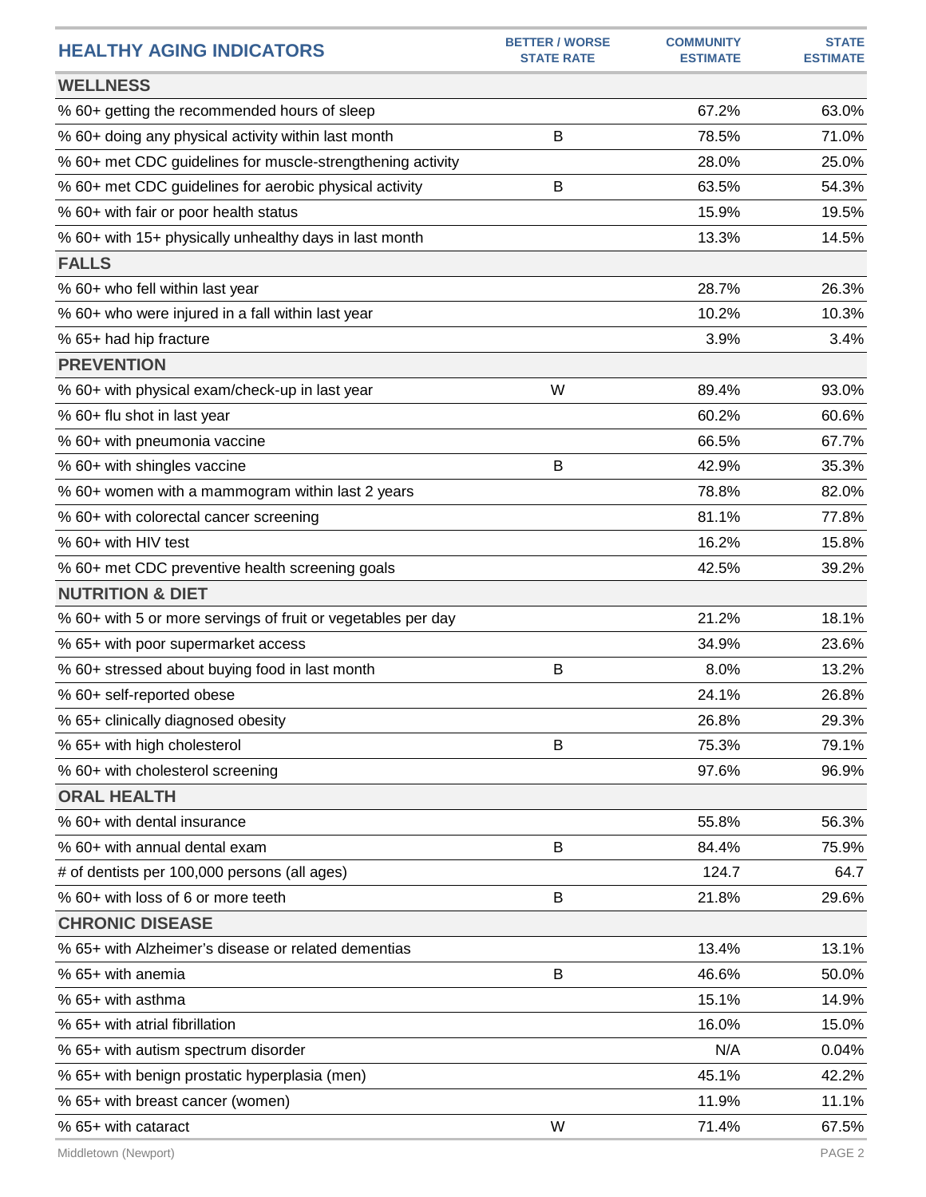| HEALTHY AGING INDICATORS | BETTER / WORSE STATE RATE | COMMUNITY ESTIMATE | STATE ESTIMATE |
|---|---|---|---|
| **WELLNESS** | | | |
| % 60+ getting the recommended hours of sleep | | 67.2% | 63.0% |
| % 60+ doing any physical activity within last month | B | 78.5% | 71.0% |
| % 60+ met CDC guidelines for muscle-strengthening activity | | 28.0% | 25.0% |
| % 60+ met CDC guidelines for aerobic physical activity | B | 63.5% | 54.3% |
| % 60+ with fair or poor health status | | 15.9% | 19.5% |
| % 60+ with 15+ physically unhealthy days in last month | | 13.3% | 14.5% |
| **FALLS** | | | |
| % 60+ who fell within last year | | 28.7% | 26.3% |
| % 60+ who were injured in a fall within last year | | 10.2% | 10.3% |
| % 65+ had hip fracture | | 3.9% | 3.4% |
| **PREVENTION** | | | |
| % 60+ with physical exam/check-up in last year | W | 89.4% | 93.0% |
| % 60+ flu shot in last year | | 60.2% | 60.6% |
| % 60+ with pneumonia vaccine | | 66.5% | 67.7% |
| % 60+ with shingles vaccine | B | 42.9% | 35.3% |
| % 60+ women with a mammogram within last 2 years | | 78.8% | 82.0% |
| % 60+ with colorectal cancer screening | | 81.1% | 77.8% |
| % 60+ with HIV test | | 16.2% | 15.8% |
| % 60+ met CDC preventive health screening goals | | 42.5% | 39.2% |
| **NUTRITION & DIET** | | | |
| % 60+ with 5 or more servings of fruit or vegetables per day | | 21.2% | 18.1% |
| % 65+ with poor supermarket access | | 34.9% | 23.6% |
| % 60+ stressed about buying food in last month | B | 8.0% | 13.2% |
| % 60+ self-reported obese | | 24.1% | 26.8% |
| % 65+ clinically diagnosed obesity | | 26.8% | 29.3% |
| % 65+ with high cholesterol | B | 75.3% | 79.1% |
| % 60+ with cholesterol screening | | 97.6% | 96.9% |
| **ORAL HEALTH** | | | |
| % 60+ with dental insurance | | 55.8% | 56.3% |
| % 60+ with annual dental exam | B | 84.4% | 75.9% |
| # of dentists per 100,000 persons (all ages) | | 124.7 | 64.7 |
| % 60+ with loss of 6 or more teeth | B | 21.8% | 29.6% |
| **CHRONIC DISEASE** | | | |
| % 65+ with Alzheimer's disease or related dementias | | 13.4% | 13.1% |
| % 65+ with anemia | B | 46.6% | 50.0% |
| % 65+ with asthma | | 15.1% | 14.9% |
| % 65+ with atrial fibrillation | | 16.0% | 15.0% |
| % 65+ with autism spectrum disorder | | N/A | 0.04% |
| % 65+ with benign prostatic hyperplasia (men) | | 45.1% | 42.2% |
| % 65+ with breast cancer (women) | | 11.9% | 11.1% |
| % 65+ with cataract | W | 71.4% | 67.5% |

Middletown (Newport)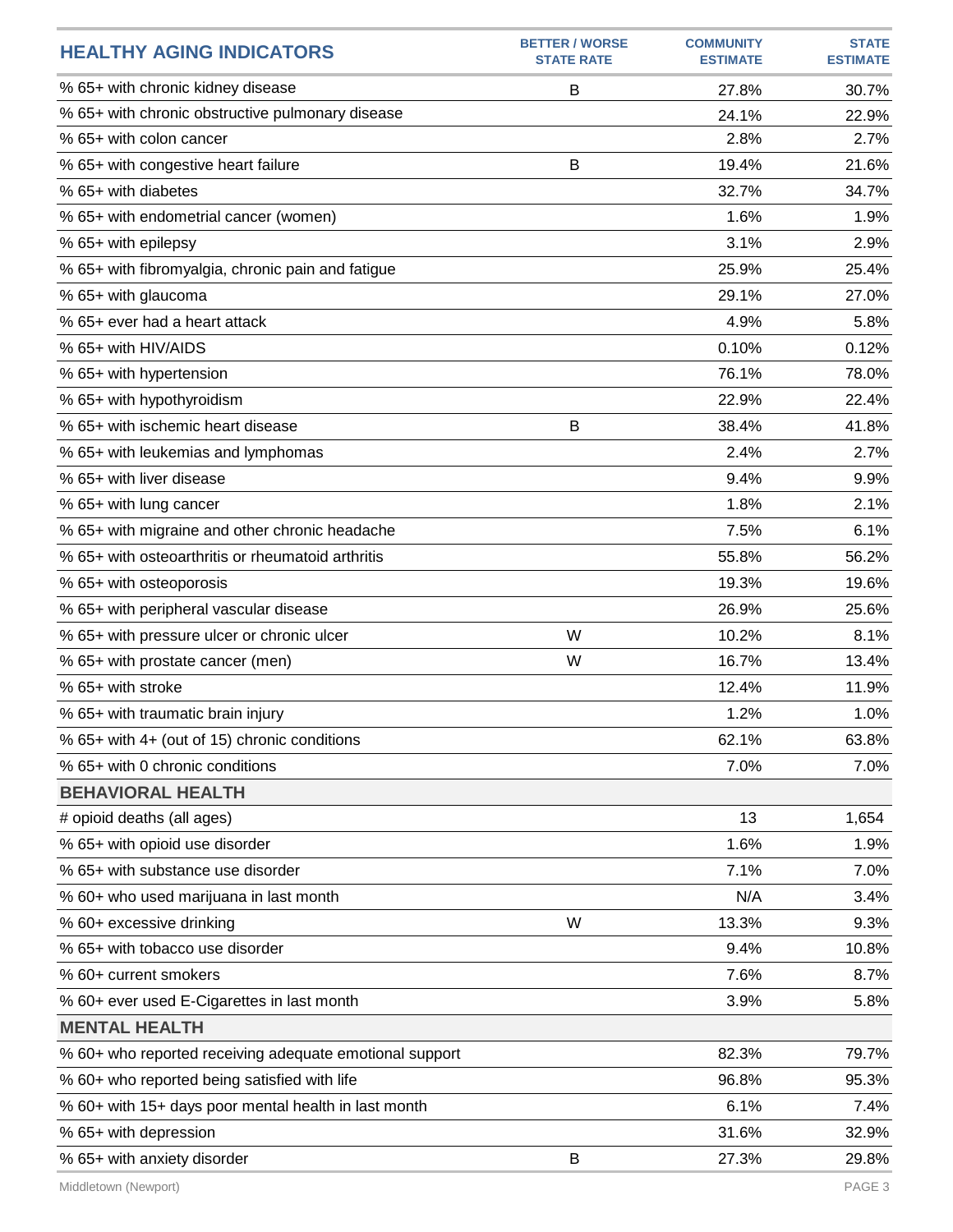| HEALTHY AGING INDICATORS | BETTER / WORSE STATE RATE | COMMUNITY ESTIMATE | STATE ESTIMATE |
|---|---|---|---|
| % 65+ with chronic kidney disease | B | 27.8% | 30.7% |
| % 65+ with chronic obstructive pulmonary disease | | 24.1% | 22.9% |
| % 65+ with colon cancer | | 2.8% | 2.7% |
| % 65+ with congestive heart failure | B | 19.4% | 21.6% |
| % 65+ with diabetes | | 32.7% | 34.7% |
| % 65+ with endometrial cancer (women) | | 1.6% | 1.9% |
| % 65+ with epilepsy | | 3.1% | 2.9% |
| % 65+ with fibromyalgia, chronic pain and fatigue | | 25.9% | 25.4% |
| % 65+ with glaucoma | | 29.1% | 27.0% |
| % 65+ ever had a heart attack | | 4.9% | 5.8% |
| % 65+ with HIV/AIDS | | 0.10% | 0.12% |
| % 65+ with hypertension | | 76.1% | 78.0% |
| % 65+ with hypothyroidism | | 22.9% | 22.4% |
| % 65+ with ischemic heart disease | B | 38.4% | 41.8% |
| % 65+ with leukemias and lymphomas | | 2.4% | 2.7% |
| % 65+ with liver disease | | 9.4% | 9.9% |
| % 65+ with lung cancer | | 1.8% | 2.1% |
| % 65+ with migraine and other chronic headache | | 7.5% | 6.1% |
| % 65+ with osteoarthritis or rheumatoid arthritis | | 55.8% | 56.2% |
| % 65+ with osteoporosis | | 19.3% | 19.6% |
| % 65+ with peripheral vascular disease | | 26.9% | 25.6% |
| % 65+ with pressure ulcer or chronic ulcer | W | 10.2% | 8.1% |
| % 65+ with prostate cancer (men) | W | 16.7% | 13.4% |
| % 65+ with stroke | | 12.4% | 11.9% |
| % 65+ with traumatic brain injury | | 1.2% | 1.0% |
| % 65+ with 4+ (out of 15) chronic conditions | | 62.1% | 63.8% |
| % 65+ with 0 chronic conditions | | 7.0% | 7.0% |
| **BEHAVIORAL HEALTH** | | | |
| # opioid deaths (all ages) | | 13 | 1,654 |
| % 65+ with opioid use disorder | | 1.6% | 1.9% |
| % 65+ with substance use disorder | | 7.1% | 7.0% |
| % 60+ who used marijuana in last month | | N/A | 3.4% |
| % 60+ excessive drinking | W | 13.3% | 9.3% |
| % 65+ with tobacco use disorder | | 9.4% | 10.8% |
| % 60+ current smokers | | 7.6% | 8.7% |
| % 60+ ever used E-Cigarettes in last month | | 3.9% | 5.8% |
| **MENTAL HEALTH** | | | |
| % 60+ who reported receiving adequate emotional support | | 82.3% | 79.7% |
| % 60+ who reported being satisfied with life | | 96.8% | 95.3% |
| % 60+ with 15+ days poor mental health in last month | | 6.1% | 7.4% |
| % 65+ with depression | | 31.6% | 32.9% |
| % 65+ with anxiety disorder | B | 27.3% | 29.8% |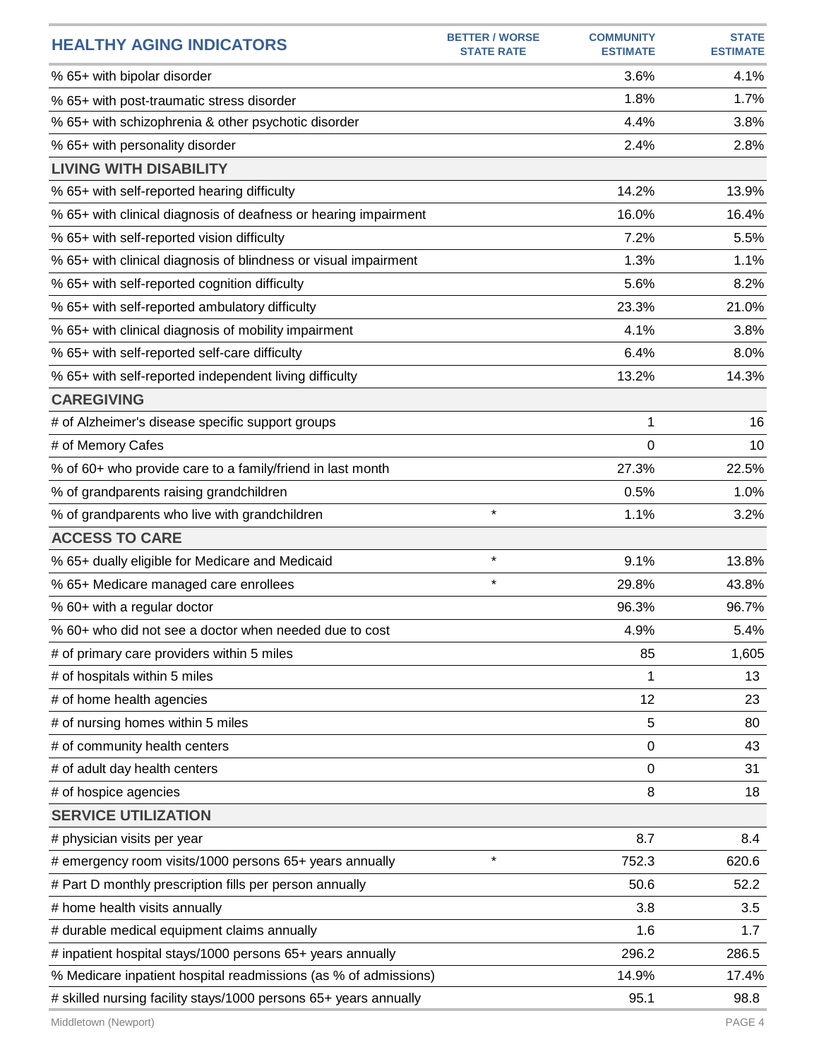| HEALTHY AGING INDICATORS | BETTER / WORSE STATE RATE | COMMUNITY ESTIMATE | STATE ESTIMATE |
|---|---|---|---|
| % 65+ with bipolar disorder | | 3.6% | 4.1% |
| % 65+ with post-traumatic stress disorder | | 1.8% | 1.7% |
| % 65+ with schizophrenia & other psychotic disorder | | 4.4% | 3.8% |
| % 65+ with personality disorder | | 2.4% | 2.8% |
| **LIVING WITH DISABILITY** | | | |
| % 65+ with self-reported hearing difficulty | | 14.2% | 13.9% |
| % 65+ with clinical diagnosis of deafness or hearing impairment | | 16.0% | 16.4% |
| % 65+ with self-reported vision difficulty | | 7.2% | 5.5% |
| % 65+ with clinical diagnosis of blindness or visual impairment | | 1.3% | 1.1% |
| % 65+ with self-reported cognition difficulty | | 5.6% | 8.2% |
| % 65+ with self-reported ambulatory difficulty | | 23.3% | 21.0% |
| % 65+ with clinical diagnosis of mobility impairment | | 4.1% | 3.8% |
| % 65+ with self-reported self-care difficulty | | 6.4% | 8.0% |
| % 65+ with self-reported independent living difficulty | | 13.2% | 14.3% |
| **CAREGIVING** | | | |
| # of Alzheimer's disease specific support groups | | 1 | 16 |
| # of Memory Cafes | | 0 | 10 |
| % of 60+ who provide care to a family/friend in last month | | 27.3% | 22.5% |
| % of grandparents raising grandchildren | | 0.5% | 1.0% |
| % of grandparents who live with grandchildren | * | 1.1% | 3.2% |
| **ACCESS TO CARE** | | | |
| % 65+ dually eligible for Medicare and Medicaid | * | 9.1% | 13.8% |
| % 65+ Medicare managed care enrollees | * | 29.8% | 43.8% |
| % 60+ with a regular doctor | | 96.3% | 96.7% |
| % 60+ who did not see a doctor when needed due to cost | | 4.9% | 5.4% |
| # of primary care providers within 5 miles | | 85 | 1,605 |
| # of hospitals within 5 miles | | 1 | 13 |
| # of home health agencies | | 12 | 23 |
| # of nursing homes within 5 miles | | 5 | 80 |
| # of community health centers | | 0 | 43 |
| # of adult day health centers | | 0 | 31 |
| # of hospice agencies | | 8 | 18 |
| **SERVICE UTILIZATION** | | | |
| # physician visits per year | | 8.7 | 8.4 |
| # emergency room visits/1000 persons 65+ years annually | * | 752.3 | 620.6 |
| # Part D monthly prescription fills per person annually | | 50.6 | 52.2 |
| # home health visits annually | | 3.8 | 3.5 |
| # durable medical equipment claims annually | | 1.6 | 1.7 |
| # inpatient hospital stays/1000 persons 65+ years annually | | 296.2 | 286.5 |
| % Medicare inpatient hospital readmissions (as % of admissions) | | 14.9% | 17.4% |
| # skilled nursing facility stays/1000 persons 65+ years annually | | 95.1 | 98.8 |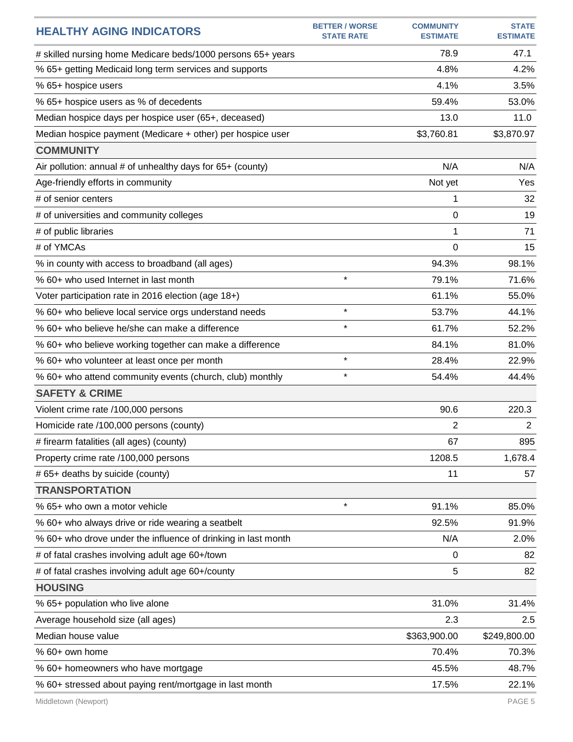| HEALTHY AGING INDICATORS | BETTER / WORSE STATE RATE | COMMUNITY ESTIMATE | STATE ESTIMATE |
|---|---|---|---|
| # skilled nursing home Medicare beds/1000 persons 65+ years | | 78.9 | 47.1 |
| % 65+ getting Medicaid long term services and supports | | 4.8% | 4.2% |
| % 65+ hospice users | | 4.1% | 3.5% |
| % 65+ hospice users as % of decedents | | 59.4% | 53.0% |
| Median hospice days per hospice user (65+, deceased) | | 13.0 | 11.0 |
| Median hospice payment (Medicare + other) per hospice user | | $3,760.81 | $3,870.97 |
| **COMMUNITY** | | | |
| Air pollution: annual # of unhealthy days for 65+ (county) | | N/A | N/A |
| Age-friendly efforts in community | | Not yet | Yes |
| # of senior centers | | 1 | 32 |
| # of universities and community colleges | | 0 | 19 |
| # of public libraries | | 1 | 71 |
| # of YMCAs | | 0 | 15 |
| % in county with access to broadband (all ages) | | 94.3% | 98.1% |
| % 60+ who used Internet in last month | * | 79.1% | 71.6% |
| Voter participation rate in 2016 election (age 18+) | | 61.1% | 55.0% |
| % 60+ who believe local service orgs understand needs | * | 53.7% | 44.1% |
| % 60+ who believe he/she can make a difference | * | 61.7% | 52.2% |
| % 60+ who believe working together can make a difference | | 84.1% | 81.0% |
| % 60+ who volunteer at least once per month | * | 28.4% | 22.9% |
| % 60+ who attend community events (church, club) monthly | * | 54.4% | 44.4% |
| **SAFETY & CRIME** | | | |
| Violent crime rate /100,000 persons | | 90.6 | 220.3 |
| Homicide rate /100,000 persons (county) | | 2 | 2 |
| # firearm fatalities (all ages) (county) | | 67 | 895 |
| Property crime rate /100,000 persons | | 1208.5 | 1,678.4 |
| # 65+ deaths by suicide (county) | | 11 | 57 |
| **TRANSPORTATION** | | | |
| % 65+ who own a motor vehicle | * | 91.1% | 85.0% |
| % 60+ who always drive or ride wearing a seatbelt | | 92.5% | 91.9% |
| % 60+ who drove under the influence of drinking in last month | | N/A | 2.0% |
| # of fatal crashes involving adult age 60+/town | | 0 | 82 |
| # of fatal crashes involving adult age 60+/county | | 5 | 82 |
| **HOUSING** | | | |
| % 65+ population who live alone | | 31.0% | 31.4% |
| Average household size (all ages) | | 2.3 | 2.5 |
| Median house value | | $363,900.00 | $249,800.00 |
| % 60+ own home | | 70.4% | 70.3% |
| % 60+ homeowners who have mortgage | | 45.5% | 48.7% |
| % 60+ stressed about paying rent/mortgage in last month | | 17.5% | 22.1% |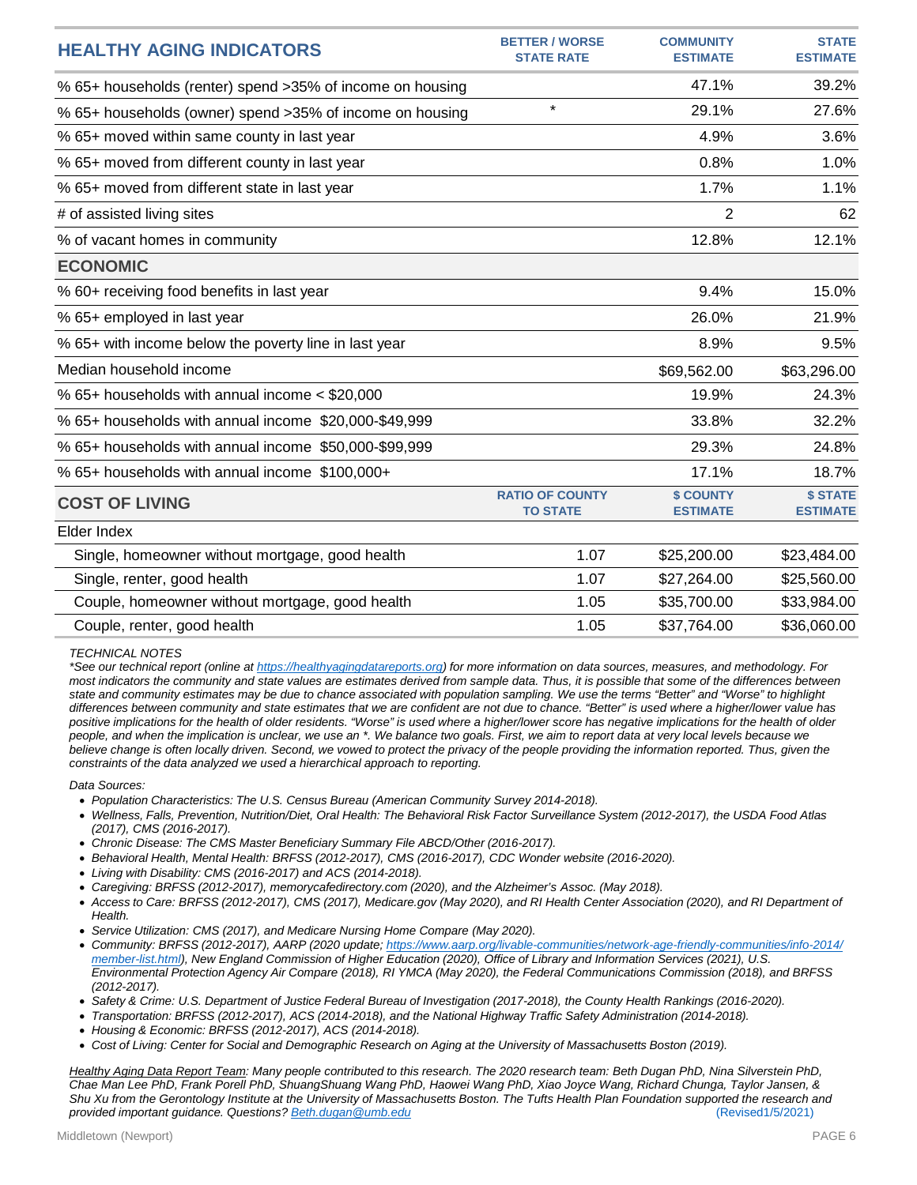| HEALTHY AGING INDICATORS | BETTER / WORSE STATE RATE | COMMUNITY ESTIMATE | STATE ESTIMATE |
|---|---|---|---|
| % 65+ households (renter) spend >35% of income on housing | | 47.1% | 39.2% |
| % 65+ households (owner) spend >35% of income on housing | * | 29.1% | 27.6% |
| % 65+ moved within same county in last year | | 4.9% | 3.6% |
| % 65+ moved from different county in last year | | 0.8% | 1.0% |
| % 65+ moved from different state in last year | | 1.7% | 1.1% |
| # of assisted living sites | | 2 | 62 |
| % of vacant homes in community | | 12.8% | 12.1% |
| **ECONOMIC** | | | |
| % 60+ receiving food benefits in last year | | 9.4% | 15.0% |
| % 65+ employed in last year | | 26.0% | 21.9% |
| % 65+ with income below the poverty line in last year | | 8.9% | 9.5% |
| Median household income | | $69,562.00 | $63,296.00 |
| % 65+ households with annual income < $20,000 | | 19.9% | 24.3% |
| % 65+ households with annual income $20,000-$49,999 | | 33.8% | 32.2% |
| % 65+ households with annual income $50,000-$99,999 | | 29.3% | 24.8% |
| % 65+ households with annual income $100,000+ | | 17.1% | 18.7% |

| COST OF LIVING | RATIO OF COUNTY TO STATE | $ COUNTY ESTIMATE | $ STATE ESTIMATE |
|---|---|---|---|
| Elder Index | | | |
| Single, homeowner without mortgage, good health | 1.07 | $25,200.00 | $23,484.00 |
| Single, renter, good health | 1.07 | $27,264.00 | $25,560.00 |
| Couple, homeowner without mortgage, good health | 1.05 | $35,700.00 | $33,984.00 |
| Couple, renter, good health | 1.05 | $37,764.00 | $36,060.00 |

*TECHNICAL NOTES*

*\*See our technical report (online at https://healthyagingdatareports.org) for more information on data sources, measures, and methodology. For most indicators the community and state values are estimates derived from sample data. Thus, it is possible that some of the differences between state and community estimates may be due to chance associated with population sampling. We use the terms "Better" and "Worse" to highlight differences between community and state estimates that we are confident are not due to chance. "Better" is used where a higher/lower value has positive implications for the health of older residents. "Worse" is used where a higher/lower score has negative implications for the health of older people, and when the implication is unclear, we use an \*. We balance two goals. First, we aim to report data at very local levels because we believe change is often locally driven. Second, we vowed to protect the privacy of the people providing the information reported. Thus, given the constraints of the data analyzed we used a hierarchical approach to reporting.*

*Data Sources:*

- *Population Characteristics: The U.S. Census Bureau (American Community Survey 2014-2018).*
- *Wellness, Falls, Prevention, Nutrition/Diet, Oral Health: The Behavioral Risk Factor Surveillance System (2012-2017), the USDA Food Atlas (2017), CMS (2016-2017).*
- *Chronic Disease: The CMS Master Beneficiary Summary File ABCD/Other (2016-2017).*
- *Behavioral Health, Mental Health: BRFSS (2012-2017), CMS (2016-2017), CDC Wonder website (2016-2020).*
- *Living with Disability: CMS (2016-2017) and ACS (2014-2018).*
- *Caregiving: BRFSS (2012-2017), memorycafedirectory.com (2020), and the Alzheimer's Assoc. (May 2018).*
- *Access to Care: BRFSS (2012-2017), CMS (2017), Medicare.gov (May 2020), and RI Health Center Association (2020), and RI Department of Health.*
- *Service Utilization: CMS (2017), and Medicare Nursing Home Compare (May 2020).*
- *Community: BRFSS (2012-2017), AARP (2020 update; https://www.aarp.org/livable-communities/network-age-friendly-communities/info-2014/member-list.html), New England Commission of Higher Education (2020), Office of Library and Information Services (2021), U.S. Environmental Protection Agency Air Compare (2018), RI YMCA (May 2020), the Federal Communications Commission (2018), and BRFSS (2012-2017).*
- *Safety & Crime: U.S. Department of Justice Federal Bureau of Investigation (2017-2018), the County Health Rankings (2016-2020).*
- *Transportation: BRFSS (2012-2017), ACS (2014-2018), and the National Highway Traffic Safety Administration (2014-2018).*
- *Housing & Economic: BRFSS (2012-2017), ACS (2014-2018).*
- *Cost of Living: Center for Social and Demographic Research on Aging at the University of Massachusetts Boston (2019).*

*Healthy Aging Data Report Team: Many people contributed to this research. The 2020 research team: Beth Dugan PhD, Nina Silverstein PhD, Chae Man Lee PhD, Frank Porell PhD, ShuangShuang Wang PhD, Haowei Wang PhD, Xiao Joyce Wang, Richard Chunga, Taylor Jansen, & Shu Xu from the Gerontology Institute at the University of Massachusetts Boston. The Tufts Health Plan Foundation supported the research and provided important guidance. Questions? Beth.dugan@umb.edu* (Revised1/5/2021)